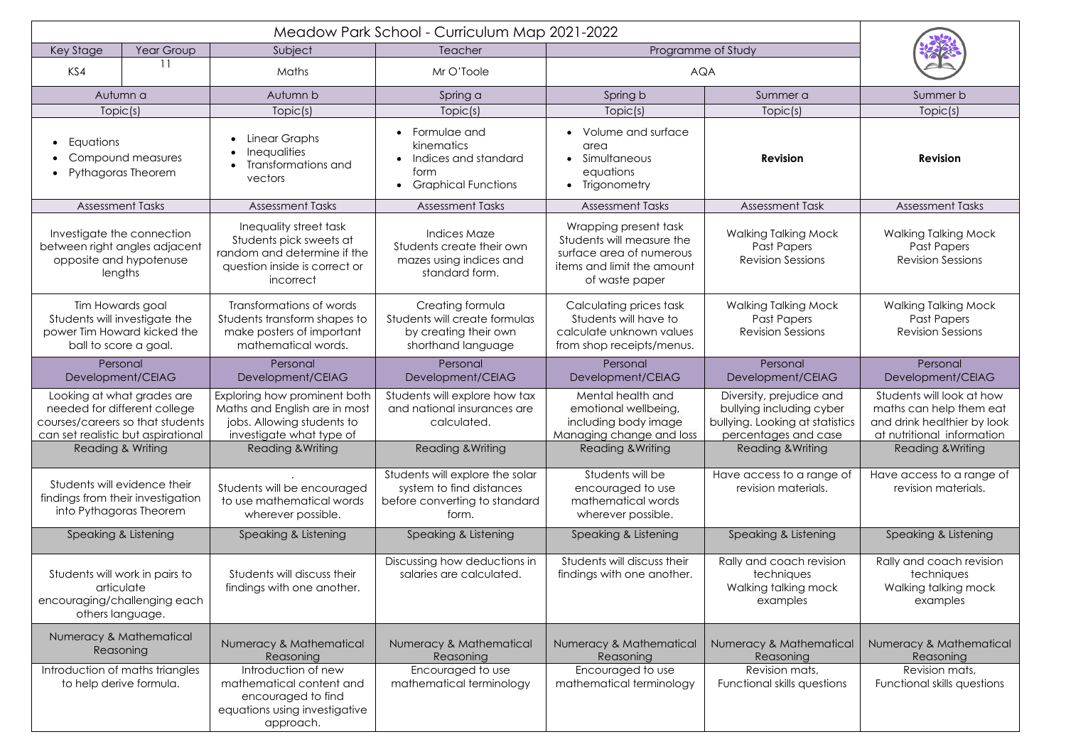# Meadow Park School - Curriculum Map 2021-2022

| Key Stage | Year Group | Subject | Teacher | Programme of Study |
|---|---|---|---|---|
| KS4 | 11 | Maths | Mr O'Toole | AQA |

| Autumn a | Autumn b | Spring a | Spring b | Summer a | Summer b |
|---|---|---|---|---|---|
| **Topic(s)** | **Topic(s)** | **Topic(s)** | **Topic(s)** | **Topic(s)** | **Topic(s)** |
| • Equations<br>• Compound measures<br>• Pythagoras Theorem | • Linear Graphs<br>• Inequalities<br>• Transformations and vectors | • Formulae and kinematics<br>• Indices and standard form<br>• Graphical Functions | • Volume and surface area<br>• Simultaneous equations<br>• Trigonometry | **Revision** | **Revision** |
| **Assessment Tasks** | **Assessment Tasks** | **Assessment Tasks** | **Assessment Tasks** | **Assessment Task** | **Assessment Tasks** |
| Investigate the connection between right angles adjacent opposite and hypotenuse lengths | Inequality street task Students pick sweets at random and determine if the question inside is correct or incorrect | Indices Maze Students create their own mazes using indices and standard form. | Wrapping present task Students will measure the surface area of numerous items and limit the amount of waste paper | Walking Talking Mock Past Papers Revision Sessions | Walking Talking Mock Past Papers Revision Sessions |
| Tim Howards goal Students will investigate the power Tim Howard kicked the ball to score a goal. | Transformations of words Students transform shapes to make posters of important mathematical words. | Creating formula Students will create formulas by creating their own shorthand language | Calculating prices task Students will have to calculate unknown values from shop receipts/menus. | Walking Talking Mock Past Papers Revision Sessions | Walking Talking Mock Past Papers Revision Sessions |
| **Personal Development/CEIAG** | **Personal Development/CEIAG** | **Personal Development/CEIAG** | **Personal Development/CEIAG** | **Personal Development/CEIAG** | **Personal Development/CEIAG** |
| Looking at what grades are needed for different college courses/careers so that students can set realistic but aspirational | Exploring how prominent both Maths and English are in most jobs. Allowing students to investigate what type of | Students will explore how tax and national insurances are calculated. | Mental health and emotional wellbeing, including body image Managing change and loss | Diversity, prejudice and bullying including cyber bullying. Looking at statistics percentages and case | Students will look at how maths can help them eat and drink healthier by look at nutritional information |
| **Reading & Writing** | **Reading &Writing** | **Reading &Writing** | **Reading &Writing** | **Reading &Writing** | **Reading &Writing** |
| Students will evidence their findings from their investigation into Pythagoras Theorem | . Students will be encouraged to use mathematical words wherever possible. | Students will explore the solar system to find distances before converting to standard form. | Students will be encouraged to use mathematical words wherever possible. | Have access to a range of revision materials. | Have access to a range of revision materials. |
| **Speaking & Listening** | **Speaking & Listening** | **Speaking & Listening** | **Speaking & Listening** | **Speaking & Listening** | **Speaking & Listening** |
| Students will work in pairs to articulate encouraging/challenging each others language. | Students will discuss their findings with one another. | Discussing how deductions in salaries are calculated. | Students will discuss their findings with one another. | Rally and coach revision techniques Walking talking mock examples | Rally and coach revision techniques Walking talking mock examples |
| **Numeracy & Mathematical Reasoning** | **Numeracy & Mathematical Reasoning** | **Numeracy & Mathematical Reasoning** | **Numeracy & Mathematical Reasoning** | **Numeracy & Mathematical Reasoning** | **Numeracy & Mathematical Reasoning** |
| Introduction of maths triangles to help derive formula. | Introduction of new mathematical content and encouraged to find equations using investigative approach. | Encouraged to use mathematical terminology | Encouraged to use mathematical terminology | Revision mats, Functional skills questions | Revision mats, Functional skills questions |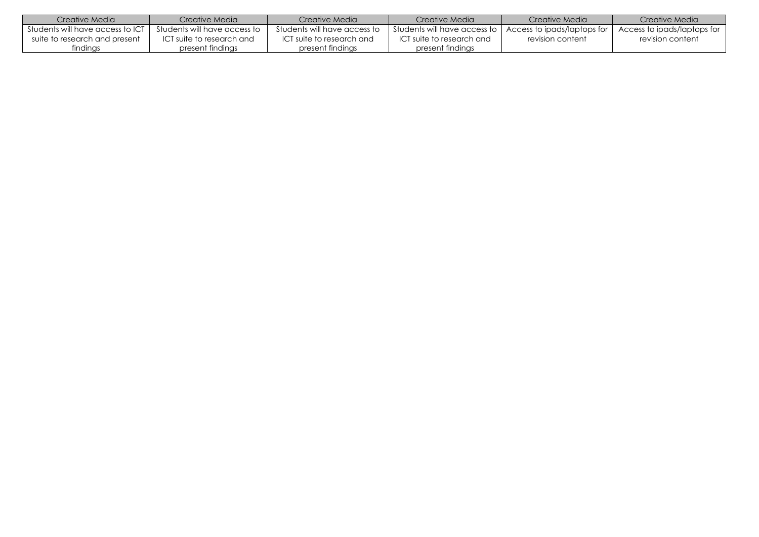| Creative Media | Creative Media | Creative Media | Creative Media | Creative Media | Creative Media |
|---|---|---|---|---|---|
| Students will have access to ICT suite to research and present findings | Students will have access to ICT suite to research and present findings | Students will have access to ICT suite to research and present findings | Students will have access to ICT suite to research and present findings | Access to ipads/laptops for revision content | Access to ipads/laptops for revision content |